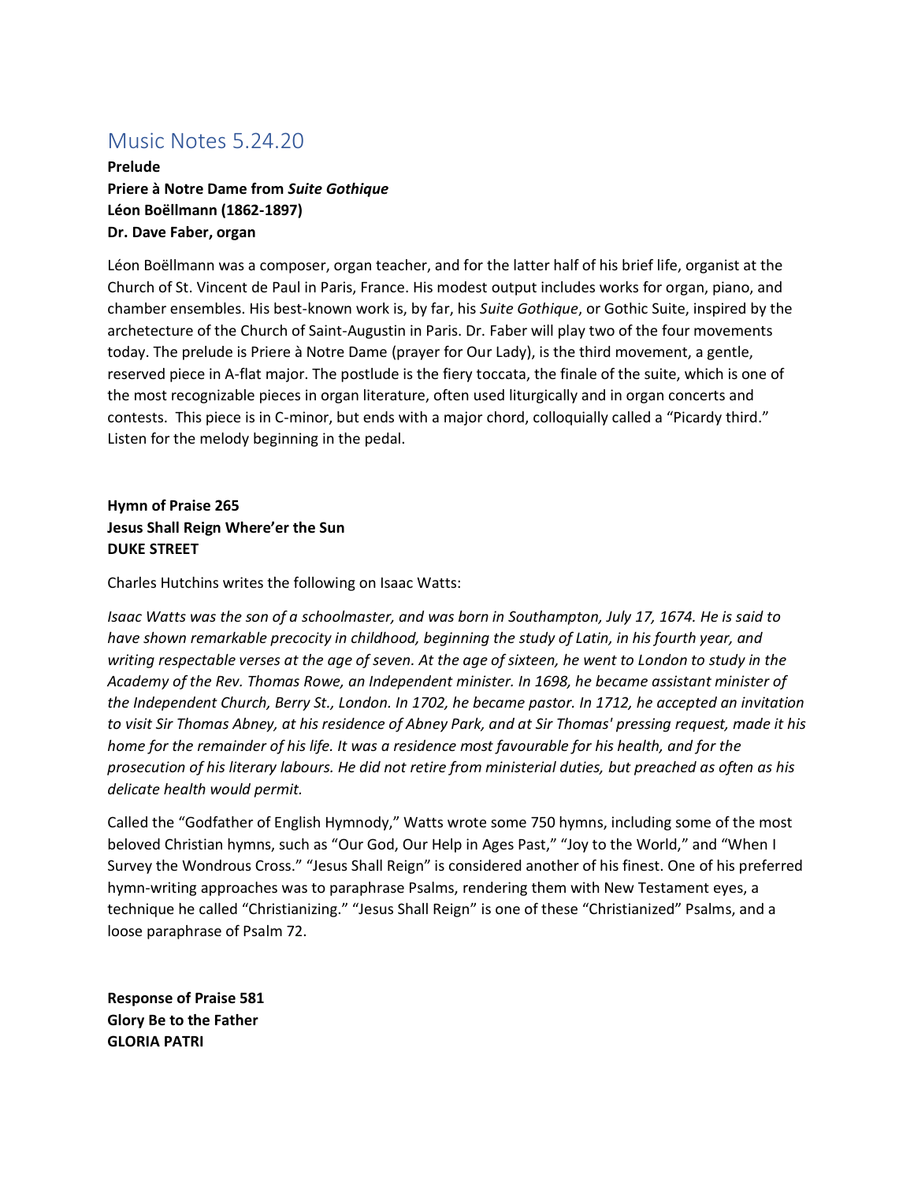# Music Notes 5.24.20

**Prelude**
**Priere à Notre Dame from *Suite Gothique***
**Léon Boëllmann (1862-1897)**
**Dr. Dave Faber, organ**

Léon Boëllmann was a composer, organ teacher, and for the latter half of his brief life, organist at the Church of St. Vincent de Paul in Paris, France. His modest output includes works for organ, piano, and chamber ensembles. His best-known work is, by far, his *Suite Gothique*, or Gothic Suite, inspired by the archetecture of the Church of Saint-Augustin in Paris. Dr. Faber will play two of the four movements today. The prelude is Priere à Notre Dame (prayer for Our Lady), is the third movement, a gentle, reserved piece in A-flat major. The postlude is the fiery toccata, the finale of the suite, which is one of the most recognizable pieces in organ literature, often used liturgically and in organ concerts and contests. This piece is in C-minor, but ends with a major chord, colloquially called a "Picardy third." Listen for the melody beginning in the pedal.

**Hymn of Praise 265**
**Jesus Shall Reign Where'er the Sun**
**DUKE STREET**

Charles Hutchins writes the following on Isaac Watts:

*Isaac Watts was the son of a schoolmaster, and was born in Southampton, July 17, 1674. He is said to have shown remarkable precocity in childhood, beginning the study of Latin, in his fourth year, and writing respectable verses at the age of seven. At the age of sixteen, he went to London to study in the Academy of the Rev. Thomas Rowe, an Independent minister. In 1698, he became assistant minister of the Independent Church, Berry St., London. In 1702, he became pastor. In 1712, he accepted an invitation to visit Sir Thomas Abney, at his residence of Abney Park, and at Sir Thomas' pressing request, made it his home for the remainder of his life. It was a residence most favourable for his health, and for the prosecution of his literary labours. He did not retire from ministerial duties, but preached as often as his delicate health would permit.*

Called the "Godfather of English Hymnody," Watts wrote some 750 hymns, including some of the most beloved Christian hymns, such as "Our God, Our Help in Ages Past," "Joy to the World," and "When I Survey the Wondrous Cross." "Jesus Shall Reign" is considered another of his finest. One of his preferred hymn-writing approaches was to paraphrase Psalms, rendering them with New Testament eyes, a technique he called "Christianizing." "Jesus Shall Reign" is one of these "Christianized" Psalms, and a loose paraphrase of Psalm 72.

**Response of Praise 581**
**Glory Be to the Father**
**GLORIA PATRI**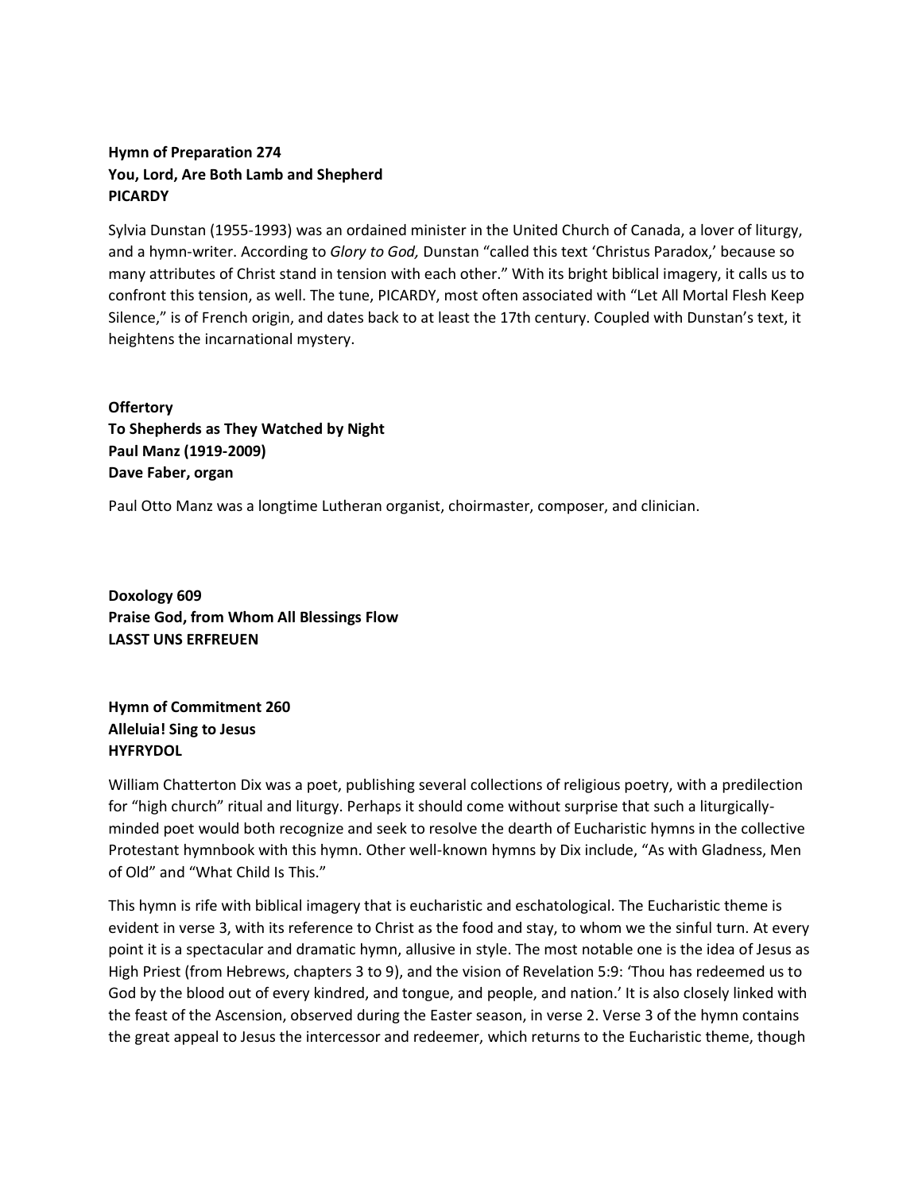**Hymn of Preparation 274**
**You, Lord, Are Both Lamb and Shepherd**
**PICARDY**

Sylvia Dunstan (1955-1993) was an ordained minister in the United Church of Canada, a lover of liturgy, and a hymn-writer. According to *Glory to God,* Dunstan "called this text 'Christus Paradox,' because so many attributes of Christ stand in tension with each other." With its bright biblical imagery, it calls us to confront this tension, as well. The tune, PICARDY, most often associated with "Let All Mortal Flesh Keep Silence," is of French origin, and dates back to at least the 17th century. Coupled with Dunstan's text, it heightens the incarnational mystery.

**Offertory**
**To Shepherds as They Watched by Night**
**Paul Manz (1919-2009)**
**Dave Faber, organ**

Paul Otto Manz was a longtime Lutheran organist, choirmaster, composer, and clinician.

**Doxology 609**
**Praise God, from Whom All Blessings Flow**
**LASST UNS ERFREUEN**

**Hymn of Commitment 260**
**Alleluia! Sing to Jesus**
**HYFRYDOL**

William Chatterton Dix was a poet, publishing several collections of religious poetry, with a predilection for "high church" ritual and liturgy. Perhaps it should come without surprise that such a liturgically-minded poet would both recognize and seek to resolve the dearth of Eucharistic hymns in the collective Protestant hymnbook with this hymn. Other well-known hymns by Dix include, "As with Gladness, Men of Old" and "What Child Is This."

This hymn is rife with biblical imagery that is eucharistic and eschatological. The Eucharistic theme is evident in verse 3, with its reference to Christ as the food and stay, to whom we the sinful turn. At every point it is a spectacular and dramatic hymn, allusive in style. The most notable one is the idea of Jesus as High Priest (from Hebrews, chapters 3 to 9), and the vision of Revelation 5:9: 'Thou has redeemed us to God by the blood out of every kindred, and tongue, and people, and nation.' It is also closely linked with the feast of the Ascension, observed during the Easter season, in verse 2. Verse 3 of the hymn contains the great appeal to Jesus the intercessor and redeemer, which returns to the Eucharistic theme, though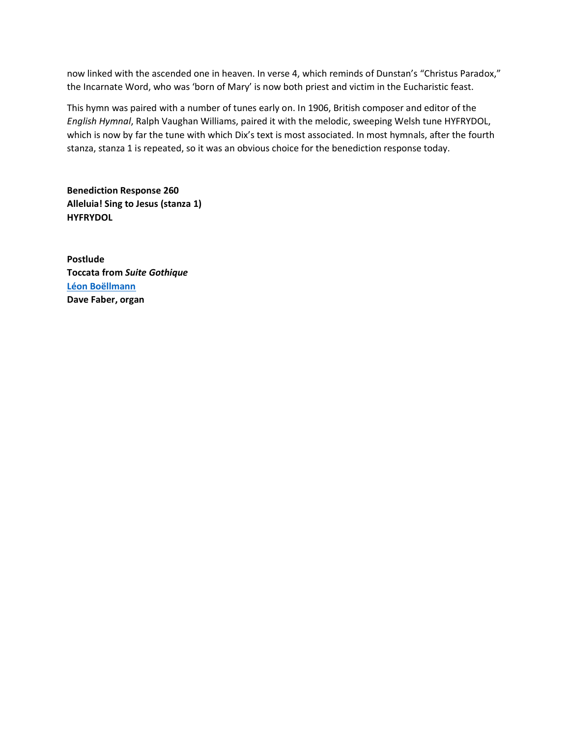now linked with the ascended one in heaven. In verse 4, which reminds of Dunstan's "Christus Paradox," the Incarnate Word, who was 'born of Mary' is now both priest and victim in the Eucharistic feast.

This hymn was paired with a number of tunes early on. In 1906, British composer and editor of the *English Hymnal*, Ralph Vaughan Williams, paired it with the melodic, sweeping Welsh tune HYFRYDOL, which is now by far the tune with which Dix's text is most associated. In most hymnals, after the fourth stanza, stanza 1 is repeated, so it was an obvious choice for the benediction response today.

**Benediction Response 260**
**Alleluia! Sing to Jesus (stanza 1)**
**HYFRYDOL**

**Postlude**
**Toccata from *Suite Gothique***
**Léon Boëllmann**
**Dave Faber, organ**